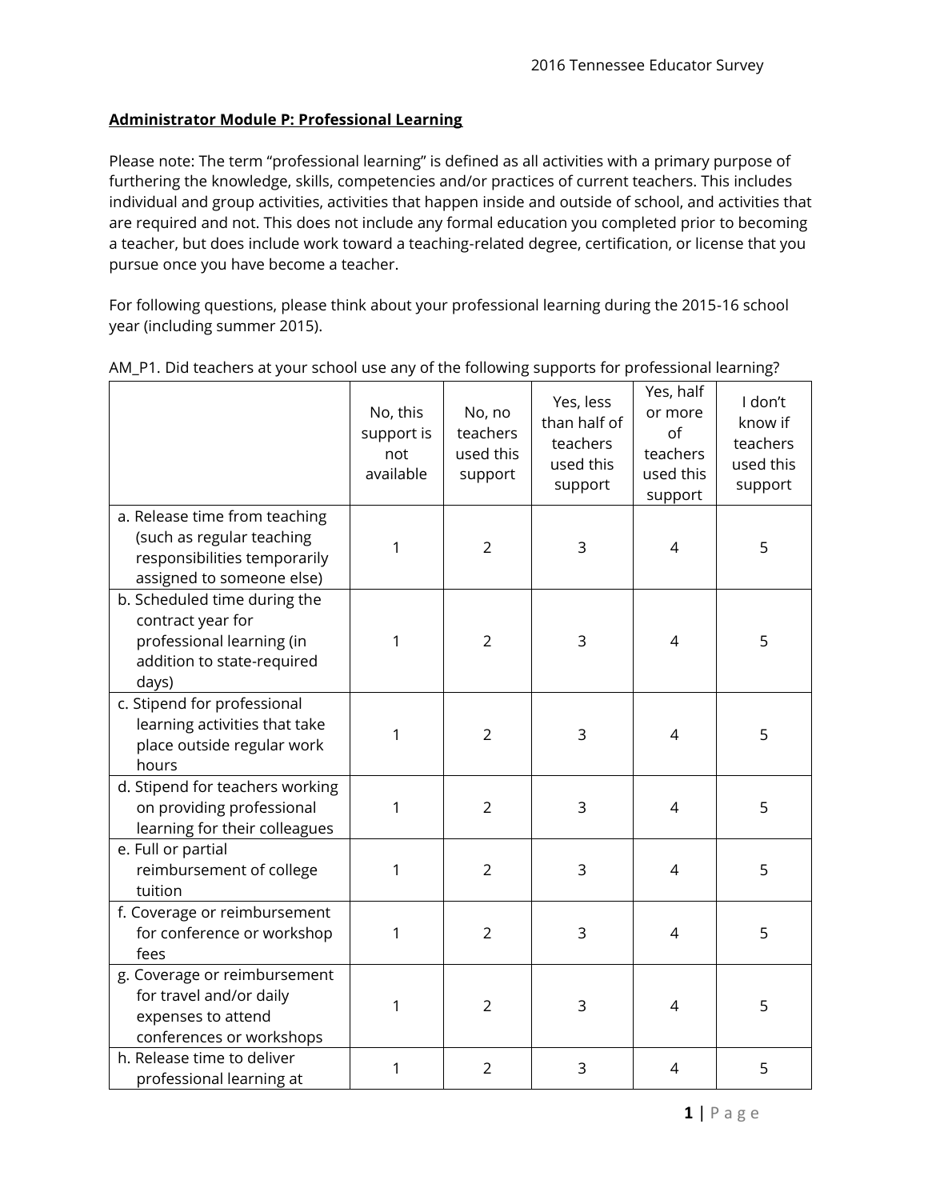**Administrator Module P: Professional Learning**

Please note: The term "professional learning" is defined as all activities with a primary purpose of furthering the knowledge, skills, competencies and/or practices of current teachers. This includes individual and group activities, activities that happen inside and outside of school, and activities that are required and not. This does not include any formal education you completed prior to becoming a teacher, but does include work toward a teaching-related degree, certification, or license that you pursue once you have become a teacher.

For following questions, please think about your professional learning during the 2015-16 school year (including summer 2015).

AM_P1. Did teachers at your school use any of the following supports for professional learning?

| | No, this support is not available | No, no teachers used this support | Yes, less than half of teachers used this support | Yes, half or more of teachers used this support | I don't know if teachers used this support |
|---|---|---|---|---|---|
| a. Release time from teaching (such as regular teaching responsibilities temporarily assigned to someone else) | 1 | 2 | 3 | 4 | 5 |
| b. Scheduled time during the contract year for professional learning (in addition to state-required days) | 1 | 2 | 3 | 4 | 5 |
| c. Stipend for professional learning activities that take place outside regular work hours | 1 | 2 | 3 | 4 | 5 |
| d. Stipend for teachers working on providing professional learning for their colleagues | 1 | 2 | 3 | 4 | 5 |
| e. Full or partial reimbursement of college tuition | 1 | 2 | 3 | 4 | 5 |
| f. Coverage or reimbursement for conference or workshop fees | 1 | 2 | 3 | 4 | 5 |
| g. Coverage or reimbursement for travel and/or daily expenses to attend conferences or workshops | 1 | 2 | 3 | 4 | 5 |
| h. Release time to deliver professional learning at | 1 | 2 | 3 | 4 | 5 |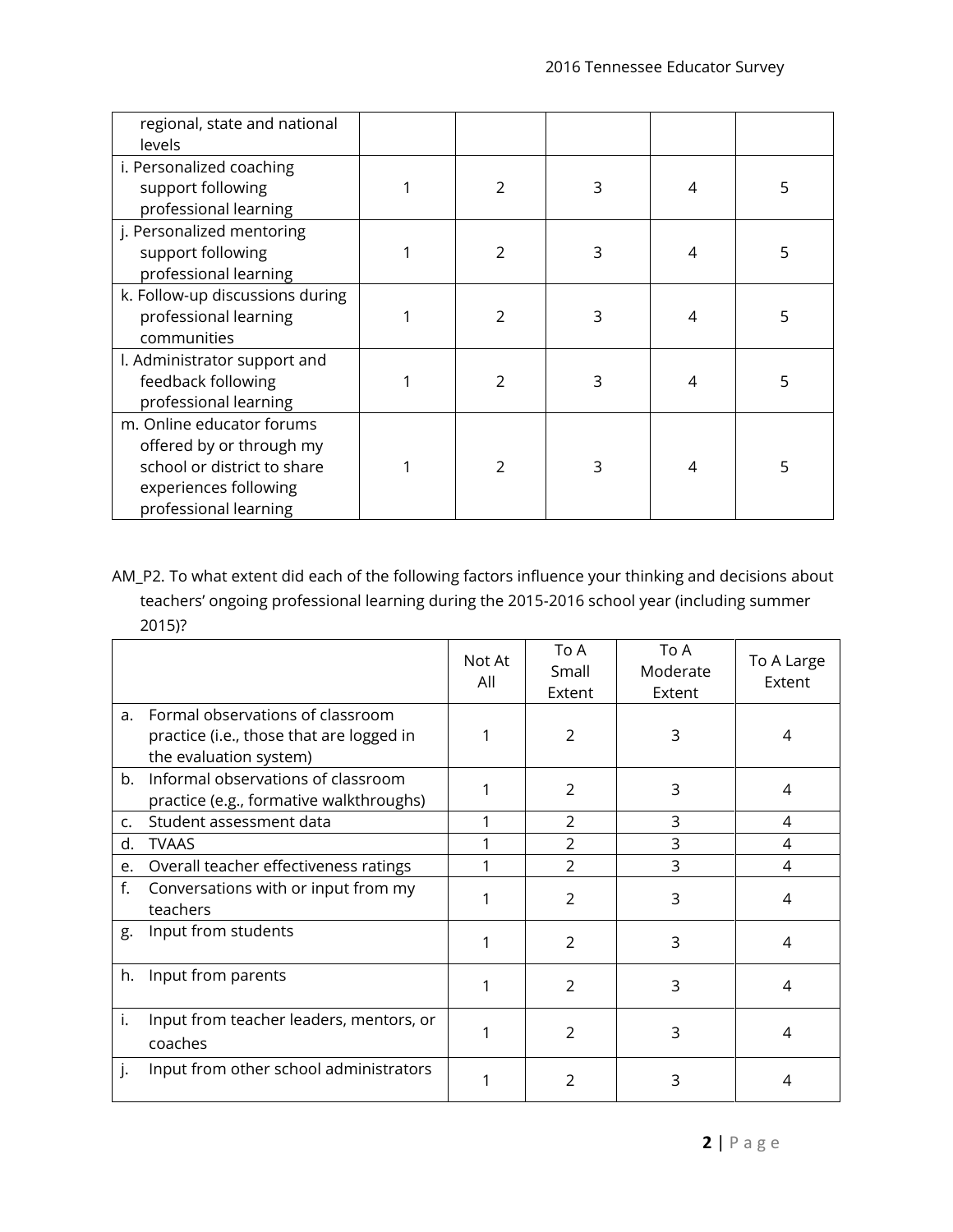| | | | | | |
|---|---|---|---|---|---|
| regional, state and national levels | | | | | |
| i. Personalized coaching support following professional learning | 1 | 2 | 3 | 4 | 5 |
| j. Personalized mentoring support following professional learning | 1 | 2 | 3 | 4 | 5 |
| k. Follow-up discussions during professional learning communities | 1 | 2 | 3 | 4 | 5 |
| l. Administrator support and feedback following professional learning | 1 | 2 | 3 | 4 | 5 |
| m. Online educator forums offered by or through my school or district to share experiences following professional learning | 1 | 2 | 3 | 4 | 5 |

AM_P2. To what extent did each of the following factors influence your thinking and decisions about teachers' ongoing professional learning during the 2015-2016 school year (including summer 2015)?

| | Not At All | To A Small Extent | To A Moderate Extent | To A Large Extent |
|---|---|---|---|---|
| a. Formal observations of classroom practice (i.e., those that are logged in the evaluation system) | 1 | 2 | 3 | 4 |
| b. Informal observations of classroom practice (e.g., formative walkthroughs) | 1 | 2 | 3 | 4 |
| c. Student assessment data | 1 | 2 | 3 | 4 |
| d. TVAAS | 1 | 2 | 3 | 4 |
| e. Overall teacher effectiveness ratings | 1 | 2 | 3 | 4 |
| f. Conversations with or input from my teachers | 1 | 2 | 3 | 4 |
| g. Input from students | 1 | 2 | 3 | 4 |
| h. Input from parents | 1 | 2 | 3 | 4 |
| i. Input from teacher leaders, mentors, or coaches | 1 | 2 | 3 | 4 |
| j. Input from other school administrators | 1 | 2 | 3 | 4 |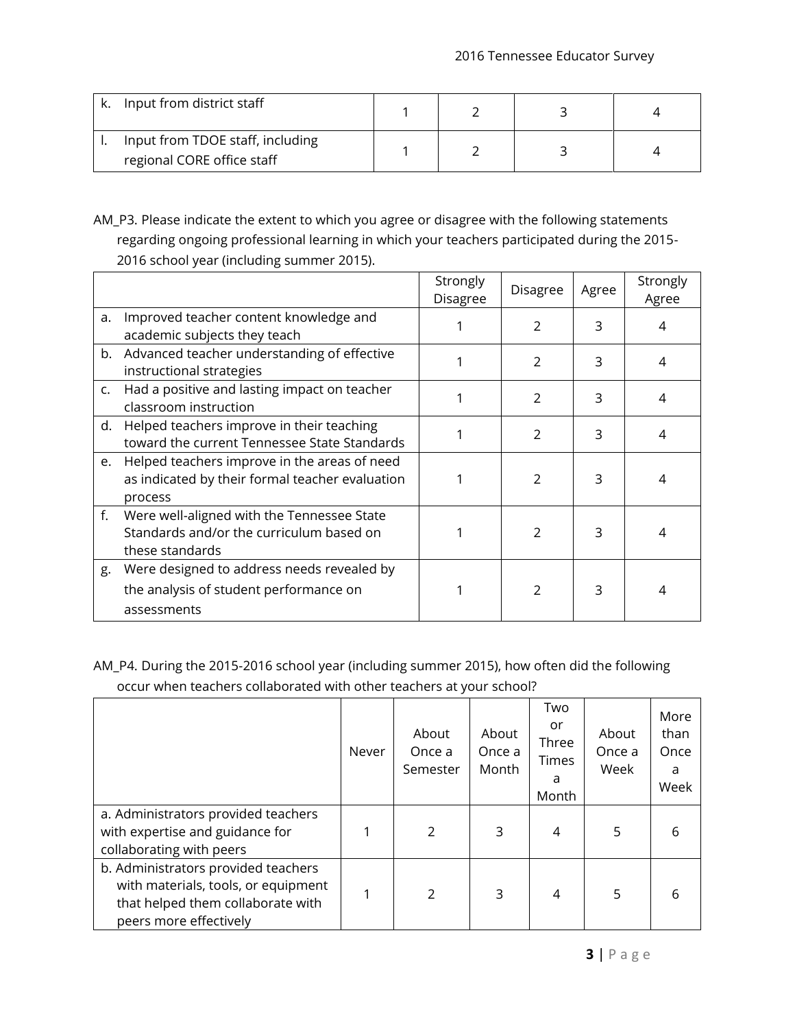| | | | | |
|---|---|---|---|---|
| k. Input from district staff | 1 | 2 | 3 | 4 |
| l. Input from TDOE staff, including regional CORE office staff | 1 | 2 | 3 | 4 |

AM_P3. Please indicate the extent to which you agree or disagree with the following statements regarding ongoing professional learning in which your teachers participated during the 2015-2016 school year (including summer 2015).

| | Strongly Disagree | Disagree | Agree | Strongly Agree |
|---|---|---|---|---|
| a. Improved teacher content knowledge and academic subjects they teach | 1 | 2 | 3 | 4 |
| b. Advanced teacher understanding of effective instructional strategies | 1 | 2 | 3 | 4 |
| c. Had a positive and lasting impact on teacher classroom instruction | 1 | 2 | 3 | 4 |
| d. Helped teachers improve in their teaching toward the current Tennessee State Standards | 1 | 2 | 3 | 4 |
| e. Helped teachers improve in the areas of need as indicated by their formal teacher evaluation process | 1 | 2 | 3 | 4 |
| f. Were well-aligned with the Tennessee State Standards and/or the curriculum based on these standards | 1 | 2 | 3 | 4 |
| g. Were designed to address needs revealed by the analysis of student performance on assessments | 1 | 2 | 3 | 4 |

AM_P4. During the 2015-2016 school year (including summer 2015), how often did the following occur when teachers collaborated with other teachers at your school?

| | Never | About Once a Semester | About Once a Month | Two or Three Times a Month | About Once a Week | More than Once a Week |
|---|---|---|---|---|---|---|
| a. Administrators provided teachers with expertise and guidance for collaborating with peers | 1 | 2 | 3 | 4 | 5 | 6 |
| b. Administrators provided teachers with materials, tools, or equipment that helped them collaborate with peers more effectively | 1 | 2 | 3 | 4 | 5 | 6 |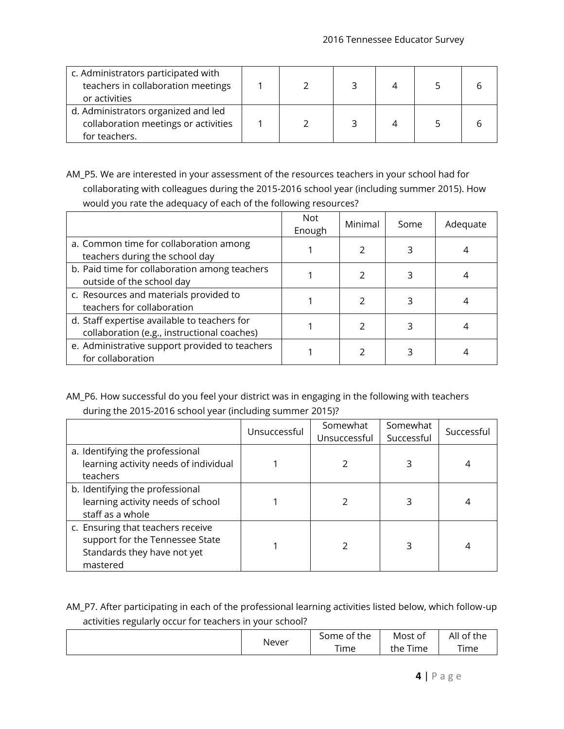| | | | | | | |
|---|---|---|---|---|---|---|
| c. Administrators participated with teachers in collaboration meetings or activities | 1 | 2 | 3 | 4 | 5 | 6 |
| d. Administrators organized and led collaboration meetings or activities for teachers. | 1 | 2 | 3 | 4 | 5 | 6 |

AM_P5. We are interested in your assessment of the resources teachers in your school had for collaborating with colleagues during the 2015-2016 school year (including summer 2015). How would you rate the adequacy of each of the following resources?

| | Not Enough | Minimal | Some | Adequate |
|---|---|---|---|---|
| a. Common time for collaboration among teachers during the school day | 1 | 2 | 3 | 4 |
| b. Paid time for collaboration among teachers outside of the school day | 1 | 2 | 3 | 4 |
| c. Resources and materials provided to teachers for collaboration | 1 | 2 | 3 | 4 |
| d. Staff expertise available to teachers for collaboration (e.g., instructional coaches) | 1 | 2 | 3 | 4 |
| e. Administrative support provided to teachers for collaboration | 1 | 2 | 3 | 4 |

AM_P6. How successful do you feel your district was in engaging in the following with teachers during the 2015-2016 school year (including summer 2015)?

| | Unsuccessful | Somewhat Unsuccessful | Somewhat Successful | Successful |
|---|---|---|---|---|
| a. Identifying the professional learning activity needs of individual teachers | 1 | 2 | 3 | 4 |
| b. Identifying the professional learning activity needs of school staff as a whole | 1 | 2 | 3 | 4 |
| c. Ensuring that teachers receive support for the Tennessee State Standards they have not yet mastered | 1 | 2 | 3 | 4 |

AM_P7. After participating in each of the professional learning activities listed below, which follow-up activities regularly occur for teachers in your school?

| | Never | Some of the Time | Most of the Time | All of the Time |
|---|---|---|---|---|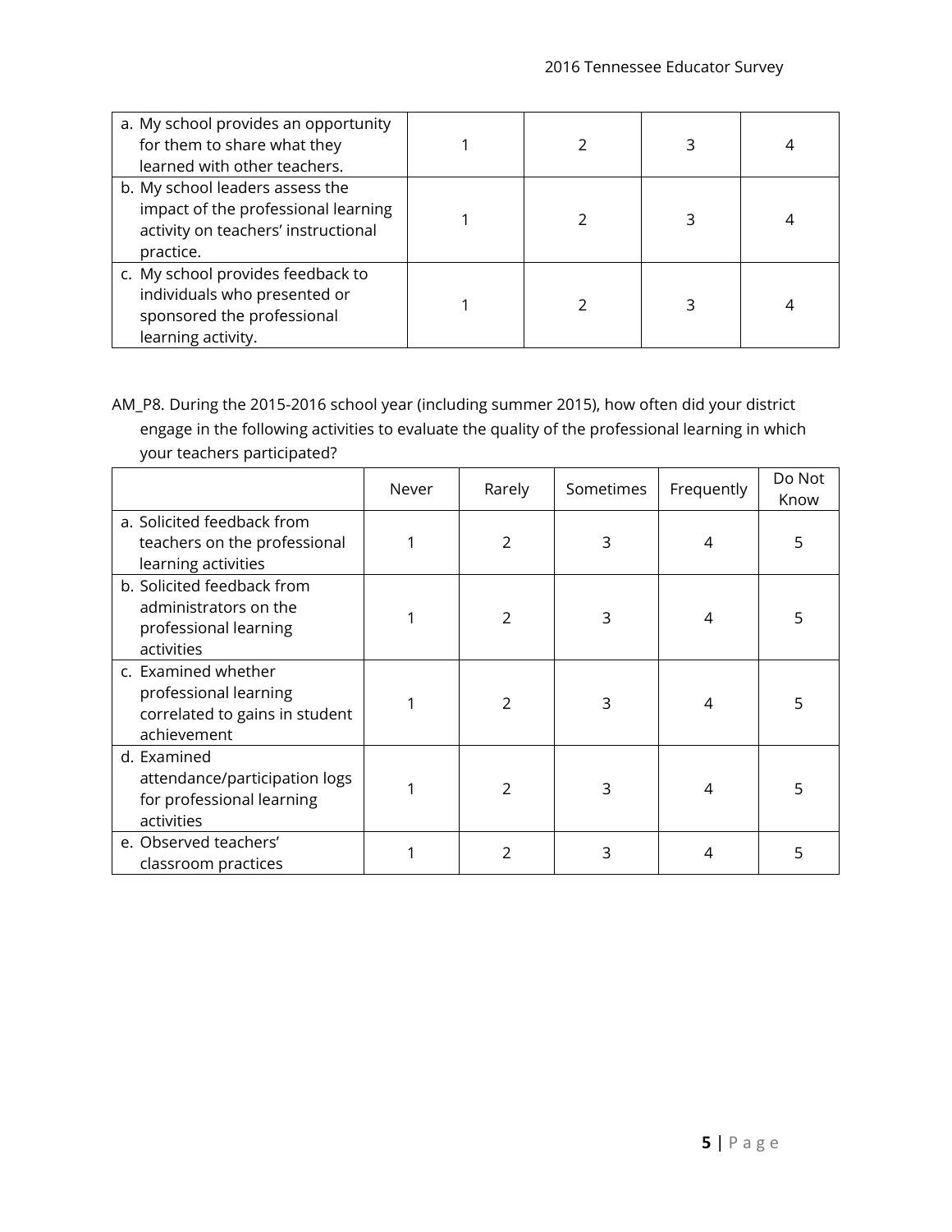| | | | | |
|---|---|---|---|---|
| a. My school provides an opportunity for them to share what they learned with other teachers. | 1 | 2 | 3 | 4 |
| b. My school leaders assess the impact of the professional learning activity on teachers' instructional practice. | 1 | 2 | 3 | 4 |
| c. My school provides feedback to individuals who presented or sponsored the professional learning activity. | 1 | 2 | 3 | 4 |

AM_P8. During the 2015-2016 school year (including summer 2015), how often did your district engage in the following activities to evaluate the quality of the professional learning in which your teachers participated?

| | Never | Rarely | Sometimes | Frequently | Do Not Know |
|---|---|---|---|---|---|
| a. Solicited feedback from teachers on the professional learning activities | 1 | 2 | 3 | 4 | 5 |
| b. Solicited feedback from administrators on the professional learning activities | 1 | 2 | 3 | 4 | 5 |
| c. Examined whether professional learning correlated to gains in student achievement | 1 | 2 | 3 | 4 | 5 |
| d. Examined attendance/participation logs for professional learning activities | 1 | 2 | 3 | 4 | 5 |
| e. Observed teachers' classroom practices | 1 | 2 | 3 | 4 | 5 |